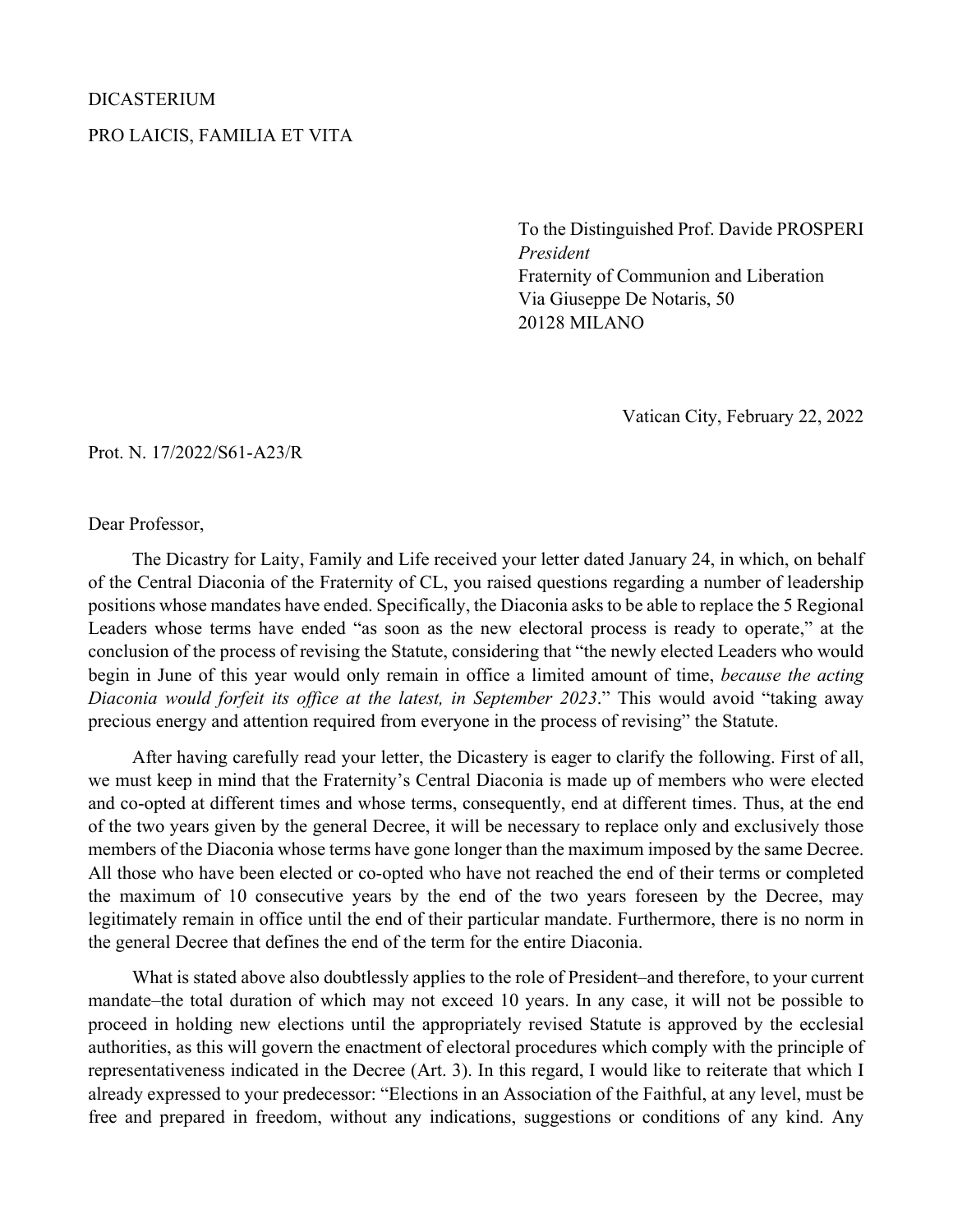DICASTERIUM

PRO LAICIS, FAMILIA ET VITA

To the Distinguished Prof. Davide PROSPERI  
*President*  
Fraternity of Communion and Liberation  
Via Giuseppe De Notaris, 50  
20128 MILANO

Vatican City, February 22, 2022

Prot. N. 17/2022/S61-A23/R

Dear Professor,

The Dicastry for Laity, Family and Life received your letter dated January 24, in which, on behalf of the Central Diaconia of the Fraternity of CL, you raised questions regarding a number of leadership positions whose mandates have ended. Specifically, the Diaconia asks to be able to replace the 5 Regional Leaders whose terms have ended "as soon as the new electoral process is ready to operate," at the conclusion of the process of revising the Statute, considering that "the newly elected Leaders who would begin in June of this year would only remain in office a limited amount of time, *because the acting Diaconia would forfeit its office at the latest, in September 2023*." This would avoid "taking away precious energy and attention required from everyone in the process of revising" the Statute.

After having carefully read your letter, the Dicastery is eager to clarify the following. First of all, we must keep in mind that the Fraternity's Central Diaconia is made up of members who were elected and co-opted at different times and whose terms, consequently, end at different times. Thus, at the end of the two years given by the general Decree, it will be necessary to replace only and exclusively those members of the Diaconia whose terms have gone longer than the maximum imposed by the same Decree. All those who have been elected or co-opted who have not reached the end of their terms or completed the maximum of 10 consecutive years by the end of the two years foreseen by the Decree, may legitimately remain in office until the end of their particular mandate. Furthermore, there is no norm in the general Decree that defines the end of the term for the entire Diaconia.

What is stated above also doubtlessly applies to the role of President–and therefore, to your current mandate–the total duration of which may not exceed 10 years. In any case, it will not be possible to proceed in holding new elections until the appropriately revised Statute is approved by the ecclesial authorities, as this will govern the enactment of electoral procedures which comply with the principle of representativeness indicated in the Decree (Art. 3). In this regard, I would like to reiterate that which I already expressed to your predecessor: "Elections in an Association of the Faithful, at any level, must be free and prepared in freedom, without any indications, suggestions or conditions of any kind. Any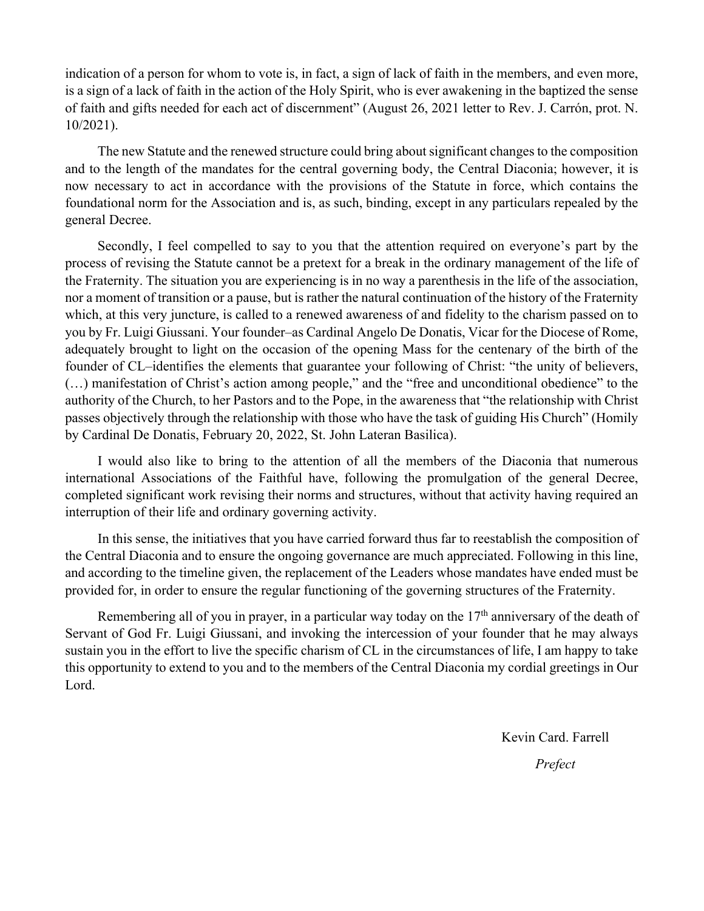indication of a person for whom to vote is, in fact, a sign of lack of faith in the members, and even more, is a sign of a lack of faith in the action of the Holy Spirit, who is ever awakening in the baptized the sense of faith and gifts needed for each act of discernment" (August 26, 2021 letter to Rev. J. Carrón, prot. N. 10/2021).

The new Statute and the renewed structure could bring about significant changes to the composition and to the length of the mandates for the central governing body, the Central Diaconia; however, it is now necessary to act in accordance with the provisions of the Statute in force, which contains the foundational norm for the Association and is, as such, binding, except in any particulars repealed by the general Decree.

Secondly, I feel compelled to say to you that the attention required on everyone's part by the process of revising the Statute cannot be a pretext for a break in the ordinary management of the life of the Fraternity. The situation you are experiencing is in no way a parenthesis in the life of the association, nor a moment of transition or a pause, but is rather the natural continuation of the history of the Fraternity which, at this very juncture, is called to a renewed awareness of and fidelity to the charism passed on to you by Fr. Luigi Giussani. Your founder–as Cardinal Angelo De Donatis, Vicar for the Diocese of Rome, adequately brought to light on the occasion of the opening Mass for the centenary of the birth of the founder of CL–identifies the elements that guarantee your following of Christ: "the unity of believers, (…) manifestation of Christ's action among people," and the "free and unconditional obedience" to the authority of the Church, to her Pastors and to the Pope, in the awareness that "the relationship with Christ passes objectively through the relationship with those who have the task of guiding His Church" (Homily by Cardinal De Donatis, February 20, 2022, St. John Lateran Basilica).

I would also like to bring to the attention of all the members of the Diaconia that numerous international Associations of the Faithful have, following the promulgation of the general Decree, completed significant work revising their norms and structures, without that activity having required an interruption of their life and ordinary governing activity.

In this sense, the initiatives that you have carried forward thus far to reestablish the composition of the Central Diaconia and to ensure the ongoing governance are much appreciated. Following in this line, and according to the timeline given, the replacement of the Leaders whose mandates have ended must be provided for, in order to ensure the regular functioning of the governing structures of the Fraternity.

Remembering all of you in prayer, in a particular way today on the 17th anniversary of the death of Servant of God Fr. Luigi Giussani, and invoking the intercession of your founder that he may always sustain you in the effort to live the specific charism of CL in the circumstances of life, I am happy to take this opportunity to extend to you and to the members of the Central Diaconia my cordial greetings in Our Lord.

Kevin Card. Farrell

*Prefect*